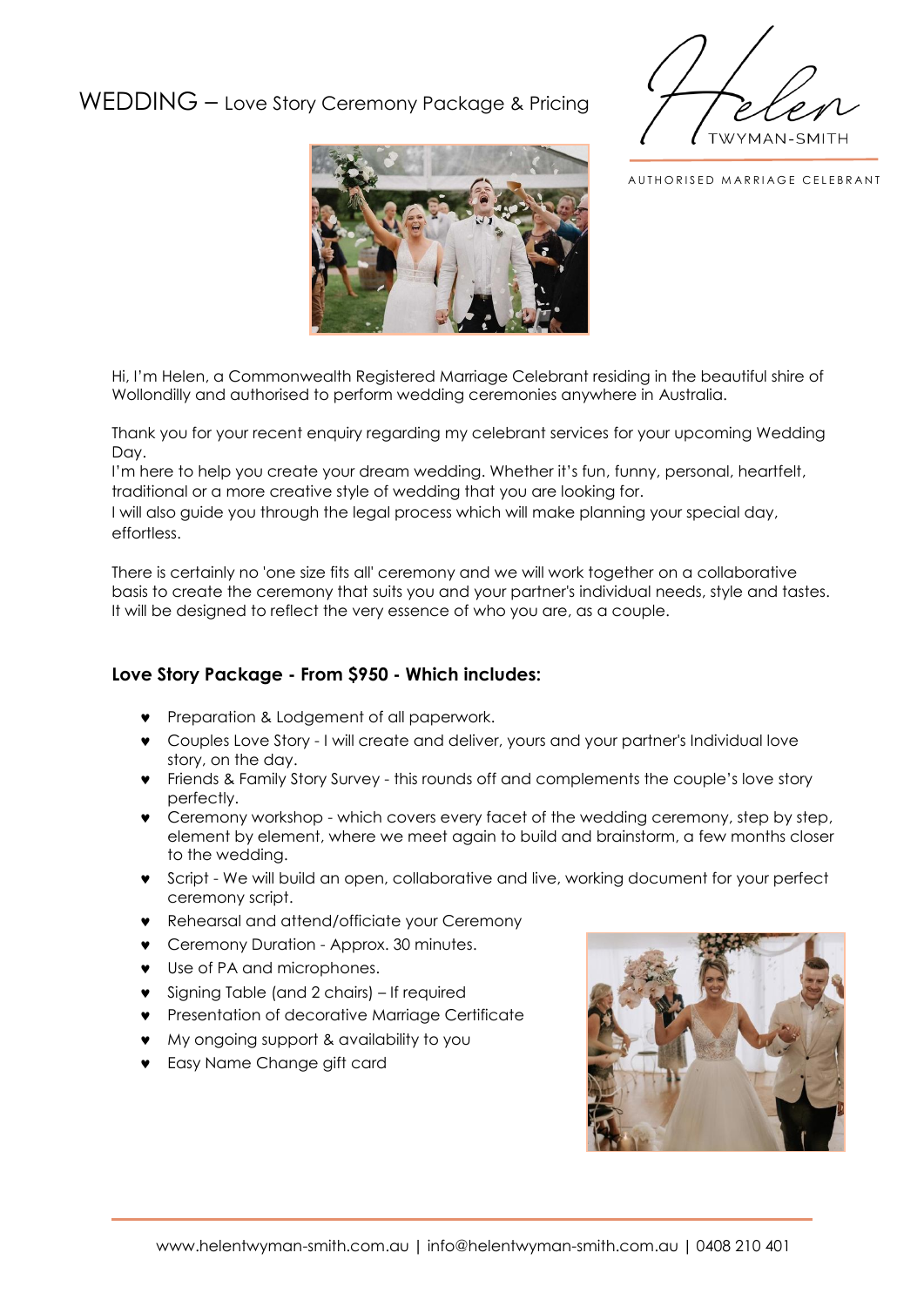# WEDDING – Love Story Ceremony Package & Pricing

Helen TWYMAN-SMITH

AUTHORISED MARRIAGE CELEBRANT

Hi, I'm Helen, a Commonwealth Registered Marriage Celebrant residing in the beautiful shire of Wollondilly and authorised to perform wedding ceremonies anywhere in Australia.

Thank you for your recent enquiry regarding my celebrant services for your upcoming Wedding Day.
I'm here to help you create your dream wedding. Whether it's fun, funny, personal, heartfelt, traditional or a more creative style of wedding that you are looking for.
I will also guide you through the legal process which will make planning your special day, effortless.

There is certainly no 'one size fits all' ceremony and we will work together on a collaborative basis to create the ceremony that suits you and your partner's individual needs, style and tastes. It will be designed to reflect the very essence of who you are, as a couple.

## Love Story Package - From $950 - Which includes:

- Preparation & Lodgement of all paperwork.
- Couples Love Story - I will create and deliver, yours and your partner's Individual love story, on the day.
- Friends & Family Story Survey - this rounds off and complements the couple's love story perfectly.
- Ceremony workshop - which covers every facet of the wedding ceremony, step by step, element by element, where we meet again to build and brainstorm, a few months closer to the wedding.
- Script - We will build an open, collaborative and live, working document for your perfect ceremony script.
- Rehearsal and attend/officiate your Ceremony
- Ceremony Duration - Approx. 30 minutes.
- Use of PA and microphones.
- Signing Table (and 2 chairs) – If required
- Presentation of decorative Marriage Certificate
- My ongoing support & availability to you
- Easy Name Change gift card

www.helentwyman-smith.com.au | info@helentwyman-smith.com.au | 0408 210 401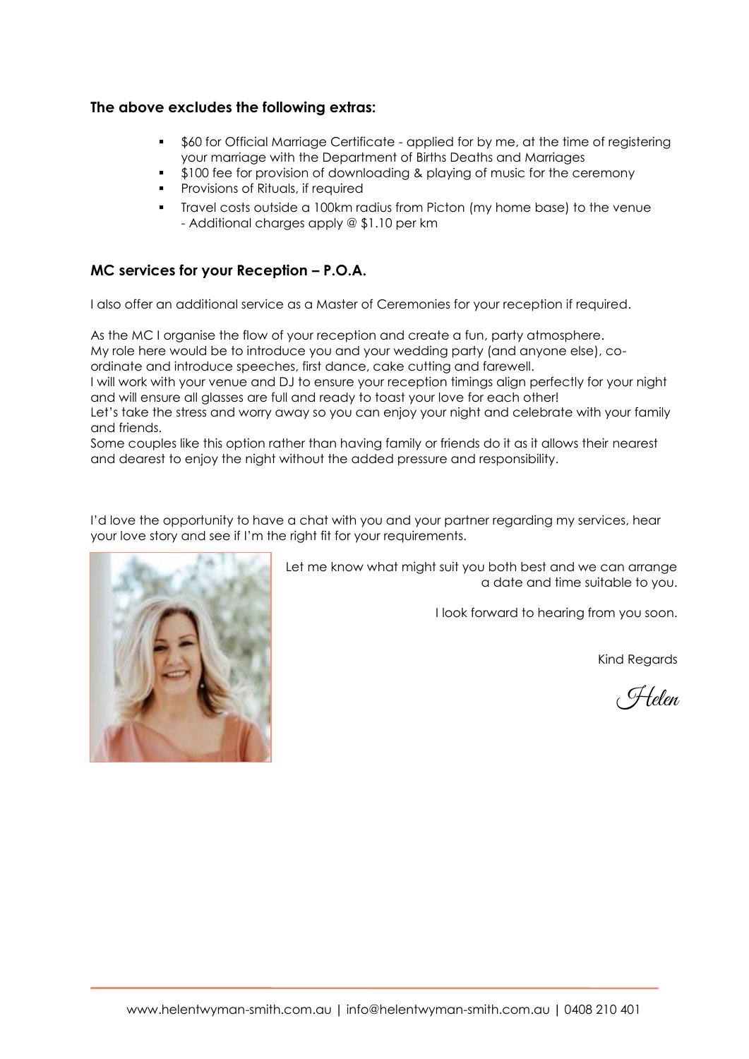### The above excludes the following extras:

- $60 for Official Marriage Certificate - applied for by me, at the time of registering your marriage with the Department of Births Deaths and Marriages
- $100 fee for provision of downloading & playing of music for the ceremony
- Provisions of Rituals, if required
- Travel costs outside a 100km radius from Picton (my home base) to the venue - Additional charges apply @ $1.10 per km

### MC services for your Reception – P.O.A.

I also offer an additional service as a Master of Ceremonies for your reception if required.

As the MC I organise the flow of your reception and create a fun, party atmosphere.
My role here would be to introduce you and your wedding party (and anyone else), co-ordinate and introduce speeches, first dance, cake cutting and farewell.
I will work with your venue and DJ to ensure your reception timings align perfectly for your night and will ensure all glasses are full and ready to toast your love for each other!
Let's take the stress and worry away so you can enjoy your night and celebrate with your family and friends.
Some couples like this option rather than having family or friends do it as it allows their nearest and dearest to enjoy the night without the added pressure and responsibility.

I'd love the opportunity to have a chat with you and your partner regarding my services, hear your love story and see if I'm the right fit for your requirements.

Let me know what might suit you both best and we can arrange a date and time suitable to you.

I look forward to hearing from you soon.

Kind Regards

*Helen*

www.helentwyman-smith.com.au | info@helentwyman-smith.com.au | 0408 210 401